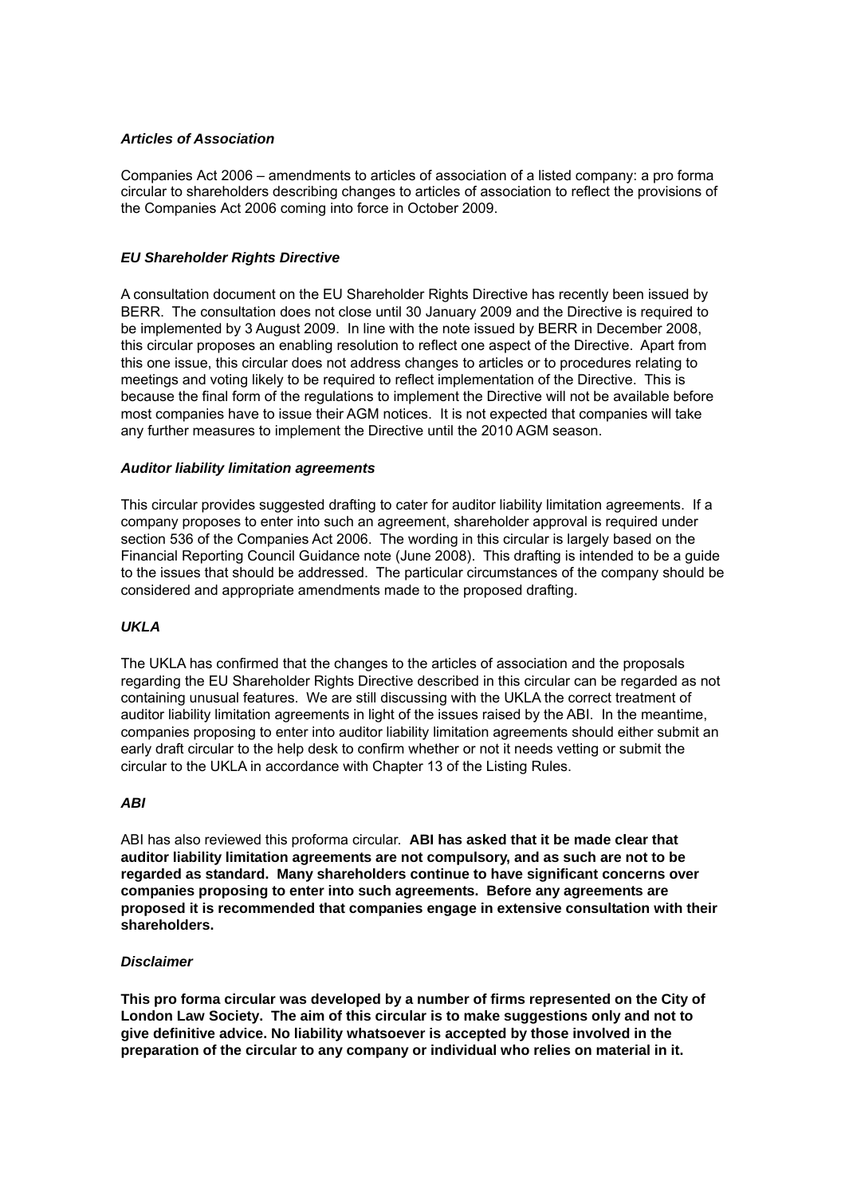### *Articles of Association*

Companies Act 2006 – amendments to articles of association of a listed company: a pro forma circular to shareholders describing changes to articles of association to reflect the provisions of the Companies Act 2006 coming into force in October 2009.

### *EU Shareholder Rights Directive*

A consultation document on the EU Shareholder Rights Directive has recently been issued by BERR. The consultation does not close until 30 January 2009 and the Directive is required to be implemented by 3 August 2009. In line with the note issued by BERR in December 2008, this circular proposes an enabling resolution to reflect one aspect of the Directive. Apart from this one issue, this circular does not address changes to articles or to procedures relating to meetings and voting likely to be required to reflect implementation of the Directive. This is because the final form of the regulations to implement the Directive will not be available before most companies have to issue their AGM notices. It is not expected that companies will take any further measures to implement the Directive until the 2010 AGM season.

### *Auditor liability limitation agreements*

This circular provides suggested drafting to cater for auditor liability limitation agreements. If a company proposes to enter into such an agreement, shareholder approval is required under section 536 of the Companies Act 2006. The wording in this circular is largely based on the Financial Reporting Council Guidance note (June 2008). This drafting is intended to be a guide to the issues that should be addressed. The particular circumstances of the company should be considered and appropriate amendments made to the proposed drafting.

### *UKLA*

The UKLA has confirmed that the changes to the articles of association and the proposals regarding the EU Shareholder Rights Directive described in this circular can be regarded as not containing unusual features. We are still discussing with the UKLA the correct treatment of auditor liability limitation agreements in light of the issues raised by the ABI. In the meantime, companies proposing to enter into auditor liability limitation agreements should either submit an early draft circular to the help desk to confirm whether or not it needs vetting or submit the circular to the UKLA in accordance with Chapter 13 of the Listing Rules.

### *ABI*

ABI has also reviewed this proforma circular. **ABI has asked that it be made clear that auditor liability limitation agreements are not compulsory, and as such are not to be regarded as standard. Many shareholders continue to have significant concerns over companies proposing to enter into such agreements. Before any agreements are proposed it is recommended that companies engage in extensive consultation with their shareholders.**

### *Disclaimer*

**This pro forma circular was developed by a number of firms represented on the City of London Law Society. The aim of this circular is to make suggestions only and not to give definitive advice. No liability whatsoever is accepted by those involved in the preparation of the circular to any company or individual who relies on material in it.**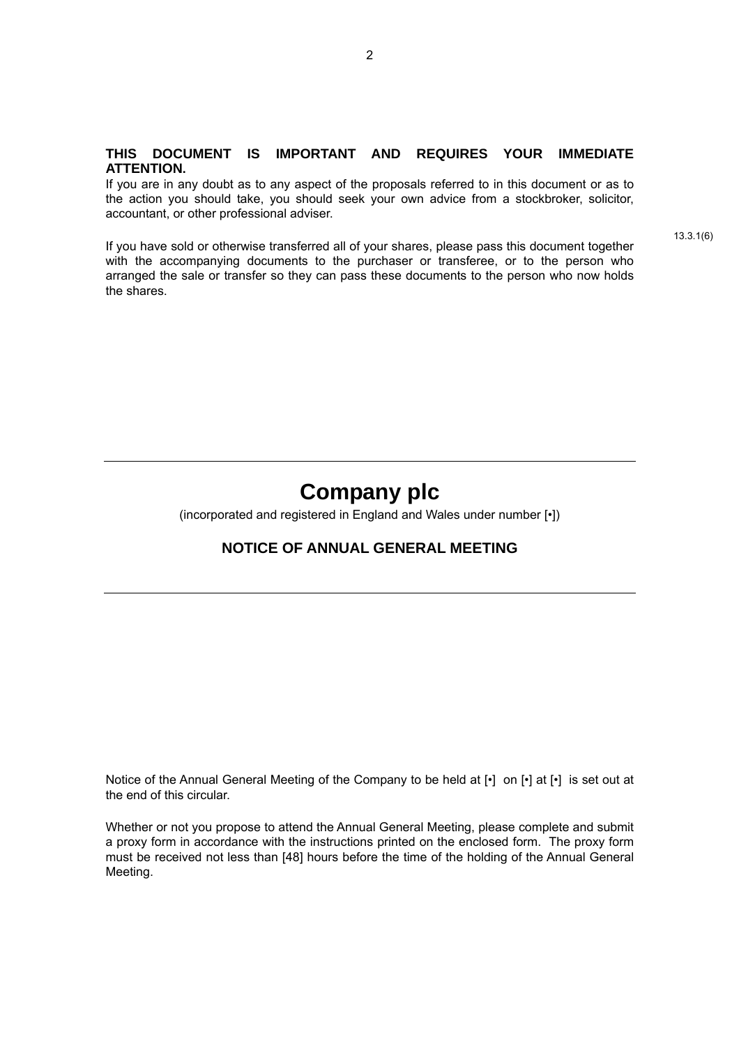**THIS DOCUMENT IS IMPORTANT AND REQUIRES YOUR IMMEDIATE ATTENTION.**

If you are in any doubt as to any aspect of the proposals referred to in this document or as to the action you should take, you should seek your own advice from a stockbroker, solicitor, accountant, or other professional adviser.

13.3.1(6)

If you have sold or otherwise transferred all of your shares, please pass this document together with the accompanying documents to the purchaser or transferee, or to the person who arranged the sale or transfer so they can pass these documents to the person who now holds the shares.

---

# Company plc

(incorporated and registered in England and Wales under number [•])

## NOTICE OF ANNUAL GENERAL MEETING

---

Notice of the Annual General Meeting of the Company to be held at [•] on [•] at [•] is set out at the end of this circular.

Whether or not you propose to attend the Annual General Meeting, please complete and submit a proxy form in accordance with the instructions printed on the enclosed form. The proxy form must be received not less than [48] hours before the time of the holding of the Annual General Meeting.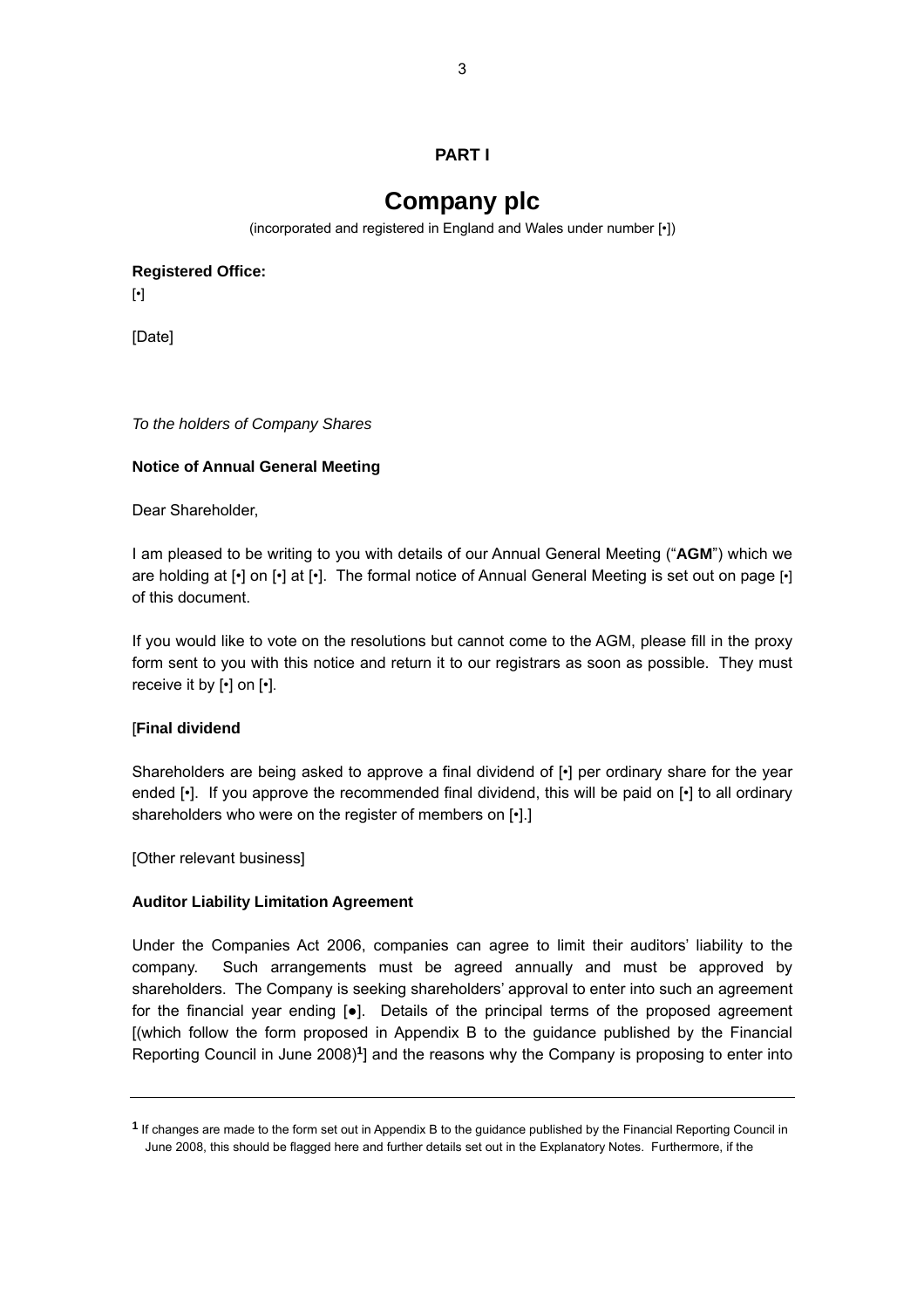**PART I**

# Company plc

(incorporated and registered in England and Wales under number [•])

**Registered Office:**
[•]

[Date]

*To the holders of Company Shares*

**Notice of Annual General Meeting**

Dear Shareholder,

I am pleased to be writing to you with details of our Annual General Meeting ("**AGM**") which we are holding at [•] on [•] at [•]. The formal notice of Annual General Meeting is set out on page [•] of this document.

If you would like to vote on the resolutions but cannot come to the AGM, please fill in the proxy form sent to you with this notice and return it to our registrars as soon as possible. They must receive it by [•] on [•].

[**Final dividend**

Shareholders are being asked to approve a final dividend of [•] per ordinary share for the year ended [•]. If you approve the recommended final dividend, this will be paid on [•] to all ordinary shareholders who were on the register of members on [•].]

[Other relevant business]

**Auditor Liability Limitation Agreement**

Under the Companies Act 2006, companies can agree to limit their auditors' liability to the company. Such arrangements must be agreed annually and must be approved by shareholders. The Company is seeking shareholders' approval to enter into such an agreement for the financial year ending [●]. Details of the principal terms of the proposed agreement [(which follow the form proposed in Appendix B to the guidance published by the Financial Reporting Council in June 2008)[1]] and the reasons why the Company is proposing to enter into

---

[1] If changes are made to the form set out in Appendix B to the guidance published by the Financial Reporting Council in June 2008, this should be flagged here and further details set out in the Explanatory Notes. Furthermore, if the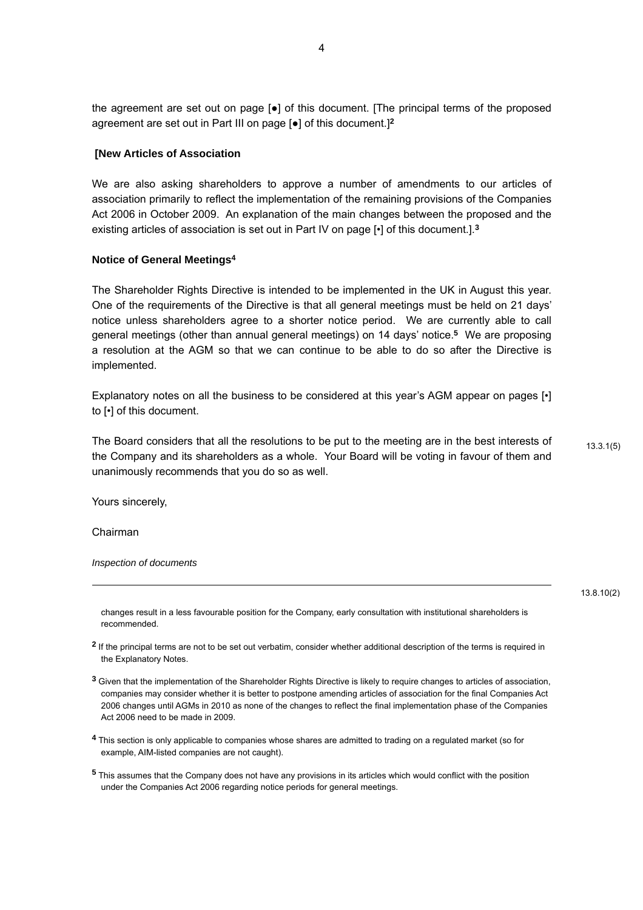the agreement are set out on page [●] of this document. [The principal terms of the proposed agreement are set out in Part III on page [●] of this document.][2]

**[New Articles of Association**

We are also asking shareholders to approve a number of amendments to our articles of association primarily to reflect the implementation of the remaining provisions of the Companies Act 2006 in October 2009. An explanation of the main changes between the proposed and the existing articles of association is set out in Part IV on page [•] of this document.].[3]

**Notice of General Meetings[4]**

The Shareholder Rights Directive is intended to be implemented in the UK in August this year. One of the requirements of the Directive is that all general meetings must be held on 21 days' notice unless shareholders agree to a shorter notice period. We are currently able to call general meetings (other than annual general meetings) on 14 days' notice.[5] We are proposing a resolution at the AGM so that we can continue to be able to do so after the Directive is implemented.

Explanatory notes on all the business to be considered at this year's AGM appear on pages [•] to [•] of this document.

The Board considers that all the resolutions to be put to the meeting are in the best interests of the Company and its shareholders as a whole. Your Board will be voting in favour of them and unanimously recommends that you do so as well. 13.3.1(5)

Yours sincerely,

Chairman

*Inspection of documents*

13.8.10(2)

---

changes result in a less favourable position for the Company, early consultation with institutional shareholders is recommended.

[2] If the principal terms are not to be set out verbatim, consider whether additional description of the terms is required in the Explanatory Notes.

[3] Given that the implementation of the Shareholder Rights Directive is likely to require changes to articles of association, companies may consider whether it is better to postpone amending articles of association for the final Companies Act 2006 changes until AGMs in 2010 as none of the changes to reflect the final implementation phase of the Companies Act 2006 need to be made in 2009.

[4] This section is only applicable to companies whose shares are admitted to trading on a regulated market (so for example, AIM-listed companies are not caught).

[5] This assumes that the Company does not have any provisions in its articles which would conflict with the position under the Companies Act 2006 regarding notice periods for general meetings.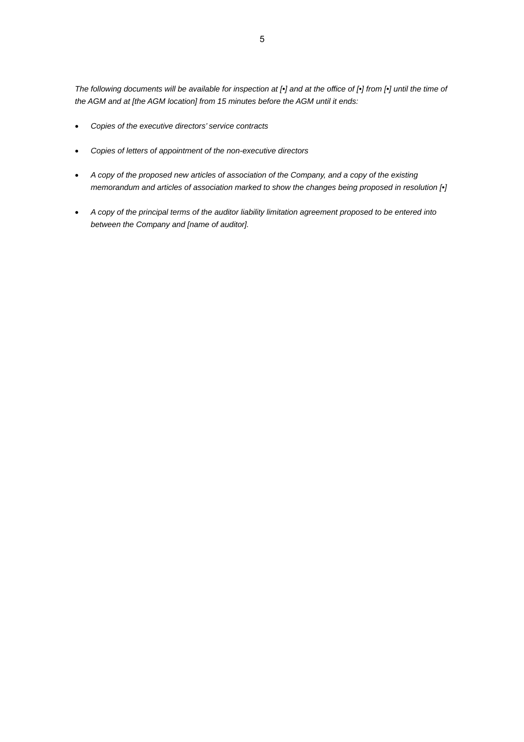*The following documents will be available for inspection at [•] and at the office of [•] from [•] until the time of the AGM and at [the AGM location] from 15 minutes before the AGM until it ends:*

- *Copies of the executive directors' service contracts*
- *Copies of letters of appointment of the non-executive directors*
- *A copy of the proposed new articles of association of the Company, and a copy of the existing memorandum and articles of association marked to show the changes being proposed in resolution [•]*
- *A copy of the principal terms of the auditor liability limitation agreement proposed to be entered into between the Company and [name of auditor].*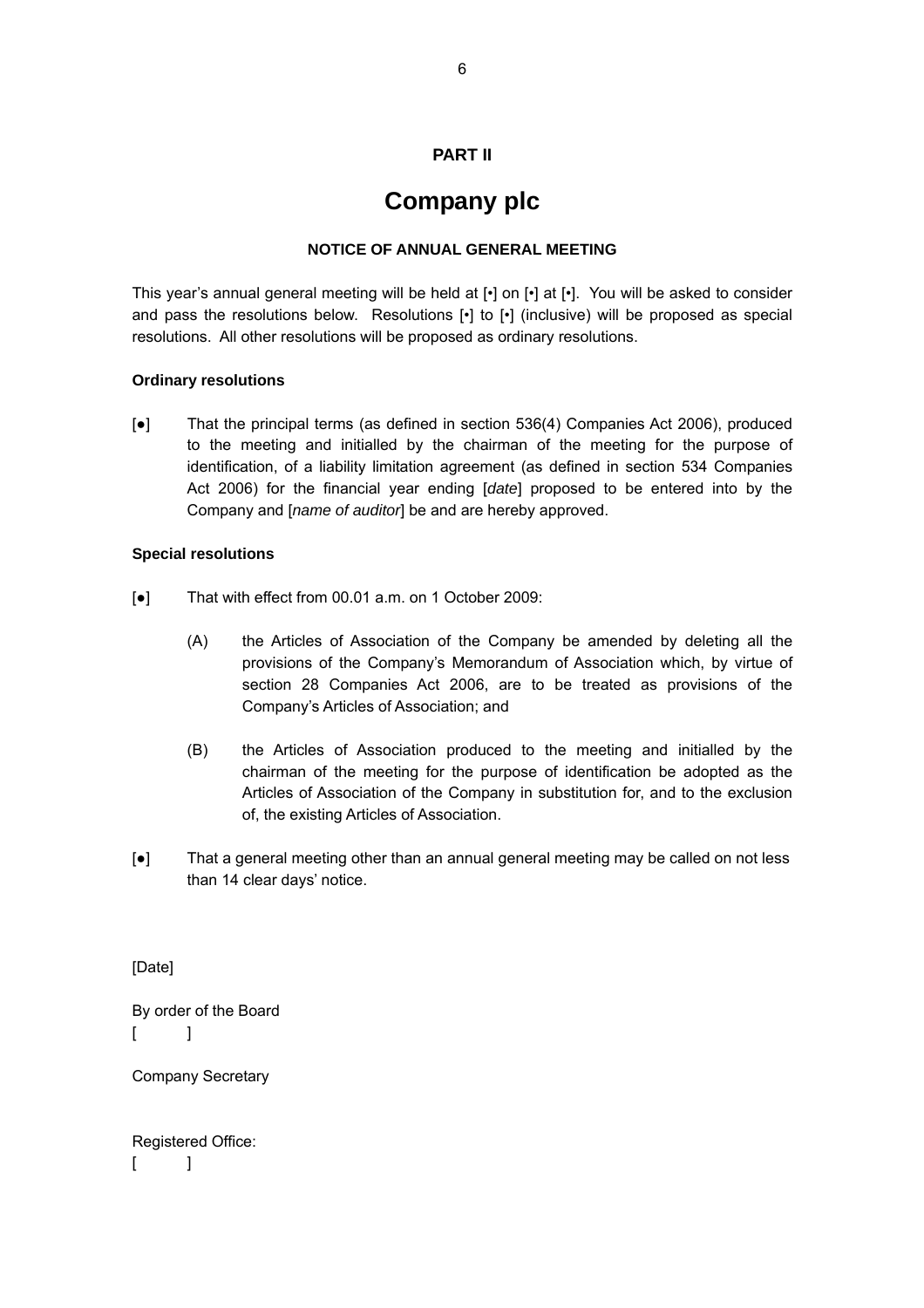**PART II**

# Company plc

**NOTICE OF ANNUAL GENERAL MEETING**

This year's annual general meeting will be held at [•] on [•] at [•]. You will be asked to consider and pass the resolutions below. Resolutions [•] to [•] (inclusive) will be proposed as special resolutions. All other resolutions will be proposed as ordinary resolutions.

**Ordinary resolutions**

[●] That the principal terms (as defined in section 536(4) Companies Act 2006), produced to the meeting and initialled by the chairman of the meeting for the purpose of identification, of a liability limitation agreement (as defined in section 534 Companies Act 2006) for the financial year ending [*date*] proposed to be entered into by the Company and [*name of auditor*] be and are hereby approved.

**Special resolutions**

[●] That with effect from 00.01 a.m. on 1 October 2009:

(A) the Articles of Association of the Company be amended by deleting all the provisions of the Company's Memorandum of Association which, by virtue of section 28 Companies Act 2006, are to be treated as provisions of the Company's Articles of Association; and

(B) the Articles of Association produced to the meeting and initialled by the chairman of the meeting for the purpose of identification be adopted as the Articles of Association of the Company in substitution for, and to the exclusion of, the existing Articles of Association.

[●] That a general meeting other than an annual general meeting may be called on not less than 14 clear days' notice.

[Date]

By order of the Board
[ ]

Company Secretary

Registered Office:
[ ]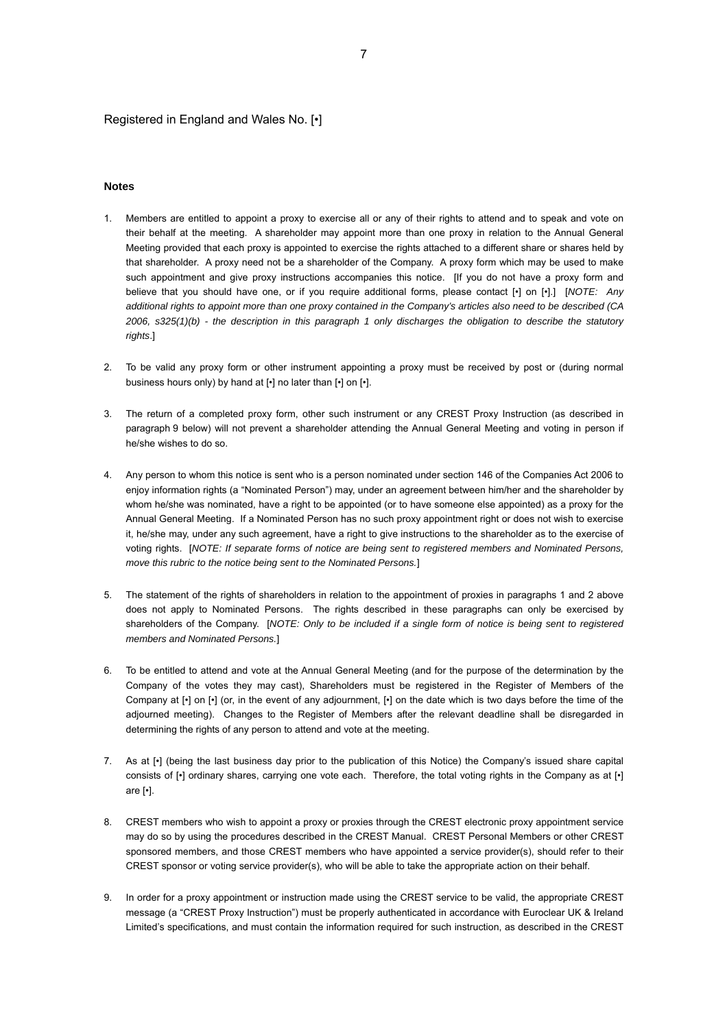Registered in England and Wales No. [•]

**Notes**

1. Members are entitled to appoint a proxy to exercise all or any of their rights to attend and to speak and vote on their behalf at the meeting. A shareholder may appoint more than one proxy in relation to the Annual General Meeting provided that each proxy is appointed to exercise the rights attached to a different share or shares held by that shareholder. A proxy need not be a shareholder of the Company. A proxy form which may be used to make such appointment and give proxy instructions accompanies this notice. [If you do not have a proxy form and believe that you should have one, or if you require additional forms, please contact [•] on [•].] [*NOTE: Any additional rights to appoint more than one proxy contained in the Company's articles also need to be described (CA 2006, s325(1)(b) - the description in this paragraph 1 only discharges the obligation to describe the statutory rights*.]

2. To be valid any proxy form or other instrument appointing a proxy must be received by post or (during normal business hours only) by hand at [•] no later than [•] on [•].

3. The return of a completed proxy form, other such instrument or any CREST Proxy Instruction (as described in paragraph 9 below) will not prevent a shareholder attending the Annual General Meeting and voting in person if he/she wishes to do so.

4. Any person to whom this notice is sent who is a person nominated under section 146 of the Companies Act 2006 to enjoy information rights (a "Nominated Person") may, under an agreement between him/her and the shareholder by whom he/she was nominated, have a right to be appointed (or to have someone else appointed) as a proxy for the Annual General Meeting. If a Nominated Person has no such proxy appointment right or does not wish to exercise it, he/she may, under any such agreement, have a right to give instructions to the shareholder as to the exercise of voting rights. [*NOTE: If separate forms of notice are being sent to registered members and Nominated Persons, move this rubric to the notice being sent to the Nominated Persons.*]

5. The statement of the rights of shareholders in relation to the appointment of proxies in paragraphs 1 and 2 above does not apply to Nominated Persons. The rights described in these paragraphs can only be exercised by shareholders of the Company. [*NOTE: Only to be included if a single form of notice is being sent to registered members and Nominated Persons.*]

6. To be entitled to attend and vote at the Annual General Meeting (and for the purpose of the determination by the Company of the votes they may cast), Shareholders must be registered in the Register of Members of the Company at [•] on [•] (or, in the event of any adjournment, [•] on the date which is two days before the time of the adjourned meeting). Changes to the Register of Members after the relevant deadline shall be disregarded in determining the rights of any person to attend and vote at the meeting.

7. As at [•] (being the last business day prior to the publication of this Notice) the Company's issued share capital consists of [•] ordinary shares, carrying one vote each. Therefore, the total voting rights in the Company as at [•] are [•].

8. CREST members who wish to appoint a proxy or proxies through the CREST electronic proxy appointment service may do so by using the procedures described in the CREST Manual. CREST Personal Members or other CREST sponsored members, and those CREST members who have appointed a service provider(s), should refer to their CREST sponsor or voting service provider(s), who will be able to take the appropriate action on their behalf.

9. In order for a proxy appointment or instruction made using the CREST service to be valid, the appropriate CREST message (a "CREST Proxy Instruction") must be properly authenticated in accordance with Euroclear UK & Ireland Limited's specifications, and must contain the information required for such instruction, as described in the CREST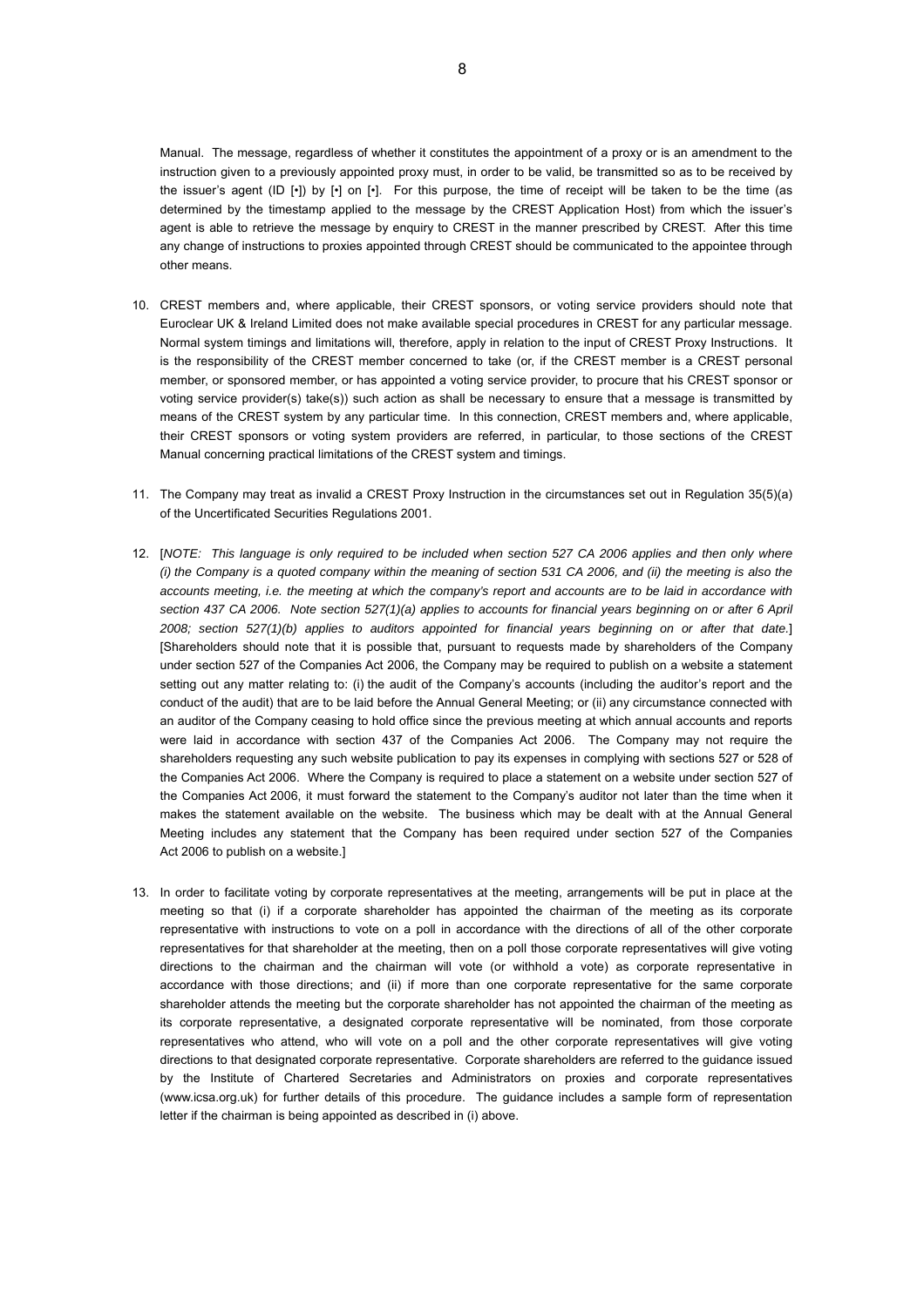Manual. The message, regardless of whether it constitutes the appointment of a proxy or is an amendment to the instruction given to a previously appointed proxy must, in order to be valid, be transmitted so as to be received by the issuer's agent (ID [•]) by [•] on [•]. For this purpose, the time of receipt will be taken to be the time (as determined by the timestamp applied to the message by the CREST Application Host) from which the issuer's agent is able to retrieve the message by enquiry to CREST in the manner prescribed by CREST. After this time any change of instructions to proxies appointed through CREST should be communicated to the appointee through other means.

10. CREST members and, where applicable, their CREST sponsors, or voting service providers should note that Euroclear UK & Ireland Limited does not make available special procedures in CREST for any particular message. Normal system timings and limitations will, therefore, apply in relation to the input of CREST Proxy Instructions. It is the responsibility of the CREST member concerned to take (or, if the CREST member is a CREST personal member, or sponsored member, or has appointed a voting service provider, to procure that his CREST sponsor or voting service provider(s) take(s)) such action as shall be necessary to ensure that a message is transmitted by means of the CREST system by any particular time. In this connection, CREST members and, where applicable, their CREST sponsors or voting system providers are referred, in particular, to those sections of the CREST Manual concerning practical limitations of the CREST system and timings.

11. The Company may treat as invalid a CREST Proxy Instruction in the circumstances set out in Regulation 35(5)(a) of the Uncertificated Securities Regulations 2001.

12. [*NOTE: This language is only required to be included when section 527 CA 2006 applies and then only where (i) the Company is a quoted company within the meaning of section 531 CA 2006, and (ii) the meeting is also the accounts meeting, i.e. the meeting at which the company's report and accounts are to be laid in accordance with section 437 CA 2006. Note section 527(1)(a) applies to accounts for financial years beginning on or after 6 April 2008; section 527(1)(b) applies to auditors appointed for financial years beginning on or after that date.*] [Shareholders should note that it is possible that, pursuant to requests made by shareholders of the Company under section 527 of the Companies Act 2006, the Company may be required to publish on a website a statement setting out any matter relating to: (i) the audit of the Company's accounts (including the auditor's report and the conduct of the audit) that are to be laid before the Annual General Meeting; or (ii) any circumstance connected with an auditor of the Company ceasing to hold office since the previous meeting at which annual accounts and reports were laid in accordance with section 437 of the Companies Act 2006. The Company may not require the shareholders requesting any such website publication to pay its expenses in complying with sections 527 or 528 of the Companies Act 2006. Where the Company is required to place a statement on a website under section 527 of the Companies Act 2006, it must forward the statement to the Company's auditor not later than the time when it makes the statement available on the website. The business which may be dealt with at the Annual General Meeting includes any statement that the Company has been required under section 527 of the Companies Act 2006 to publish on a website.]

13. In order to facilitate voting by corporate representatives at the meeting, arrangements will be put in place at the meeting so that (i) if a corporate shareholder has appointed the chairman of the meeting as its corporate representative with instructions to vote on a poll in accordance with the directions of all of the other corporate representatives for that shareholder at the meeting, then on a poll those corporate representatives will give voting directions to the chairman and the chairman will vote (or withhold a vote) as corporate representative in accordance with those directions; and (ii) if more than one corporate representative for the same corporate shareholder attends the meeting but the corporate shareholder has not appointed the chairman of the meeting as its corporate representative, a designated corporate representative will be nominated, from those corporate representatives who attend, who will vote on a poll and the other corporate representatives will give voting directions to that designated corporate representative. Corporate shareholders are referred to the guidance issued by the Institute of Chartered Secretaries and Administrators on proxies and corporate representatives (www.icsa.org.uk) for further details of this procedure. The guidance includes a sample form of representation letter if the chairman is being appointed as described in (i) above.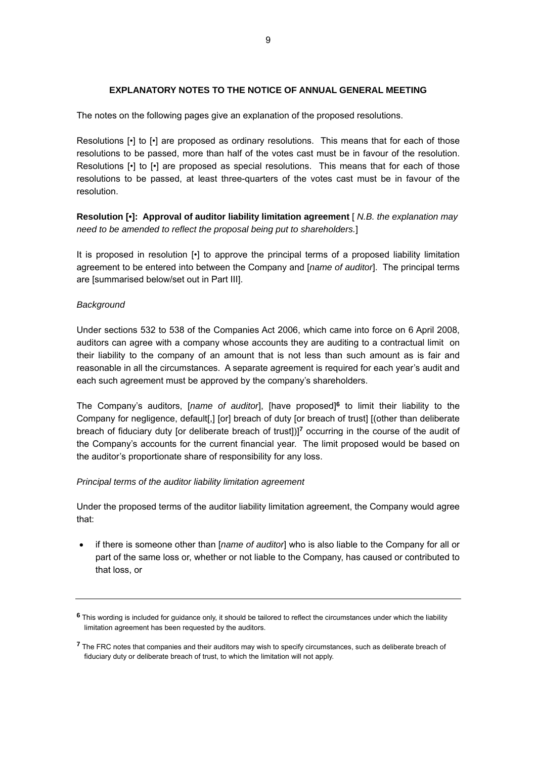**EXPLANATORY NOTES TO THE NOTICE OF ANNUAL GENERAL MEETING**

The notes on the following pages give an explanation of the proposed resolutions.

Resolutions [•] to [•] are proposed as ordinary resolutions. This means that for each of those resolutions to be passed, more than half of the votes cast must be in favour of the resolution. Resolutions [•] to [•] are proposed as special resolutions. This means that for each of those resolutions to be passed, at least three-quarters of the votes cast must be in favour of the resolution.

**Resolution [•]: Approval of auditor liability limitation agreement** [ *N.B. the explanation may need to be amended to reflect the proposal being put to shareholders.*]

It is proposed in resolution [•] to approve the principal terms of a proposed liability limitation agreement to be entered into between the Company and [*name of auditor*]. The principal terms are [summarised below/set out in Part III].

*Background*

Under sections 532 to 538 of the Companies Act 2006, which came into force on 6 April 2008, auditors can agree with a company whose accounts they are auditing to a contractual limit on their liability to the company of an amount that is not less than such amount as is fair and reasonable in all the circumstances. A separate agreement is required for each year's audit and each such agreement must be approved by the company's shareholders.

The Company's auditors, [*name of auditor*], [have proposed][6] to limit their liability to the Company for negligence, default[,] [or] breach of duty [or breach of trust] [(other than deliberate breach of fiduciary duty [or deliberate breach of trust])][7] occurring in the course of the audit of the Company's accounts for the current financial year. The limit proposed would be based on the auditor's proportionate share of responsibility for any loss.

*Principal terms of the auditor liability limitation agreement*

Under the proposed terms of the auditor liability limitation agreement, the Company would agree that:

- if there is someone other than [*name of auditor*] who is also liable to the Company for all or part of the same loss or, whether or not liable to the Company, has caused or contributed to that loss, or

---

[6] This wording is included for guidance only, it should be tailored to reflect the circumstances under which the liability limitation agreement has been requested by the auditors.

[7] The FRC notes that companies and their auditors may wish to specify circumstances, such as deliberate breach of fiduciary duty or deliberate breach of trust, to which the limitation will not apply.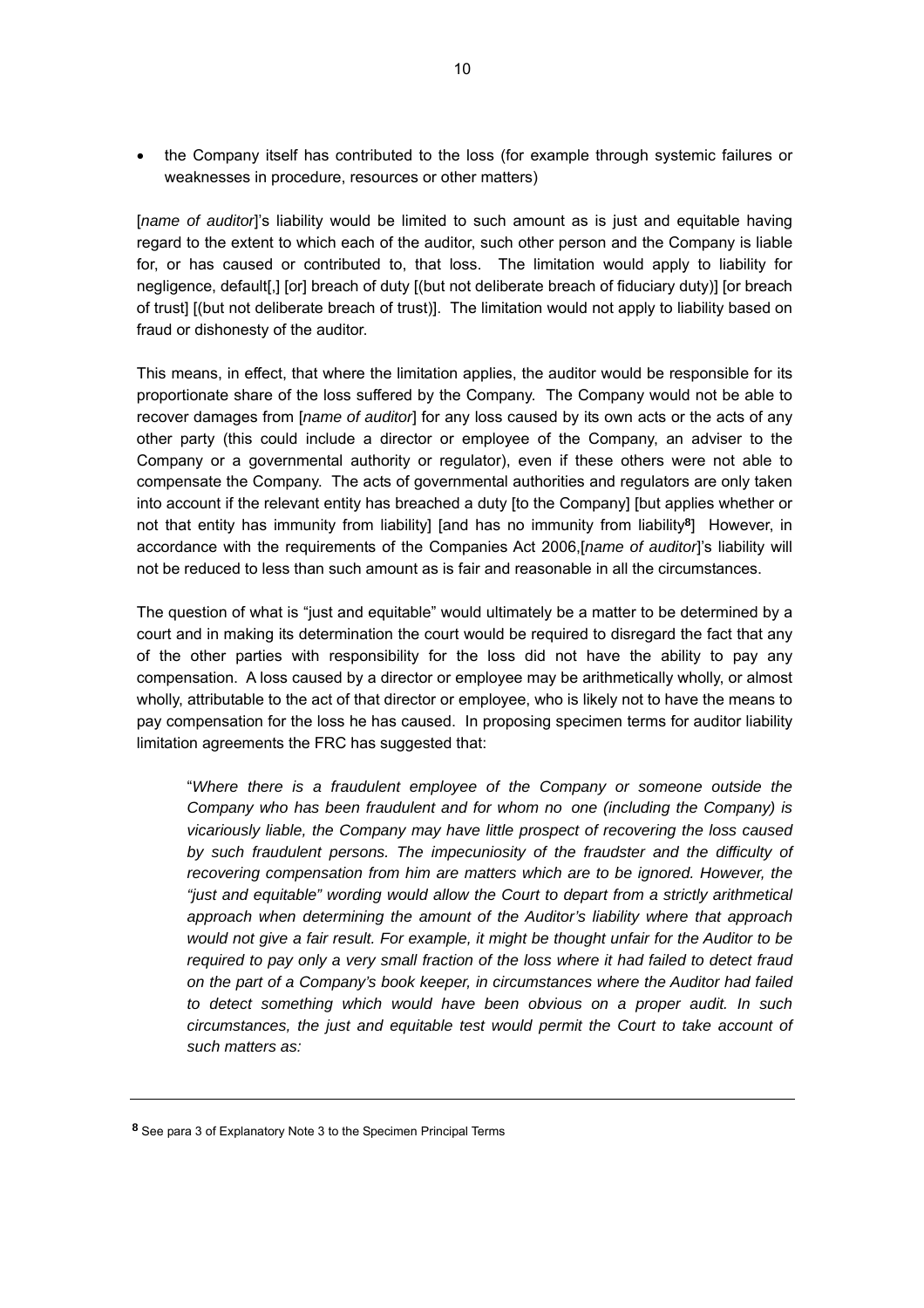- the Company itself has contributed to the loss (for example through systemic failures or weaknesses in procedure, resources or other matters)

[*name of auditor*]'s liability would be limited to such amount as is just and equitable having regard to the extent to which each of the auditor, such other person and the Company is liable for, or has caused or contributed to, that loss. The limitation would apply to liability for negligence, default[,] [or] breach of duty [(but not deliberate breach of fiduciary duty)] [or breach of trust] [(but not deliberate breach of trust)]. The limitation would not apply to liability based on fraud or dishonesty of the auditor.

This means, in effect, that where the limitation applies, the auditor would be responsible for its proportionate share of the loss suffered by the Company. The Company would not be able to recover damages from [*name of auditor*] for any loss caused by its own acts or the acts of any other party (this could include a director or employee of the Company, an adviser to the Company or a governmental authority or regulator), even if these others were not able to compensate the Company. The acts of governmental authorities and regulators are only taken into account if the relevant entity has breached a duty [to the Company] [but applies whether or not that entity has immunity from liability] [and has no immunity from liability[8]] However, in accordance with the requirements of the Companies Act 2006,[*name of auditor*]'s liability will not be reduced to less than such amount as is fair and reasonable in all the circumstances.

The question of what is "just and equitable" would ultimately be a matter to be determined by a court and in making its determination the court would be required to disregard the fact that any of the other parties with responsibility for the loss did not have the ability to pay any compensation. A loss caused by a director or employee may be arithmetically wholly, or almost wholly, attributable to the act of that director or employee, who is likely not to have the means to pay compensation for the loss he has caused. In proposing specimen terms for auditor liability limitation agreements the FRC has suggested that:

> "*Where there is a fraudulent employee of the Company or someone outside the Company who has been fraudulent and for whom no one (including the Company) is vicariously liable, the Company may have little prospect of recovering the loss caused by such fraudulent persons. The impecuniosity of the fraudster and the difficulty of recovering compensation from him are matters which are to be ignored. However, the "just and equitable" wording would allow the Court to depart from a strictly arithmetical approach when determining the amount of the Auditor's liability where that approach would not give a fair result. For example, it might be thought unfair for the Auditor to be required to pay only a very small fraction of the loss where it had failed to detect fraud on the part of a Company's book keeper, in circumstances where the Auditor had failed to detect something which would have been obvious on a proper audit. In such circumstances, the just and equitable test would permit the Court to take account of such matters as:*

---

[8] See para 3 of Explanatory Note 3 to the Specimen Principal Terms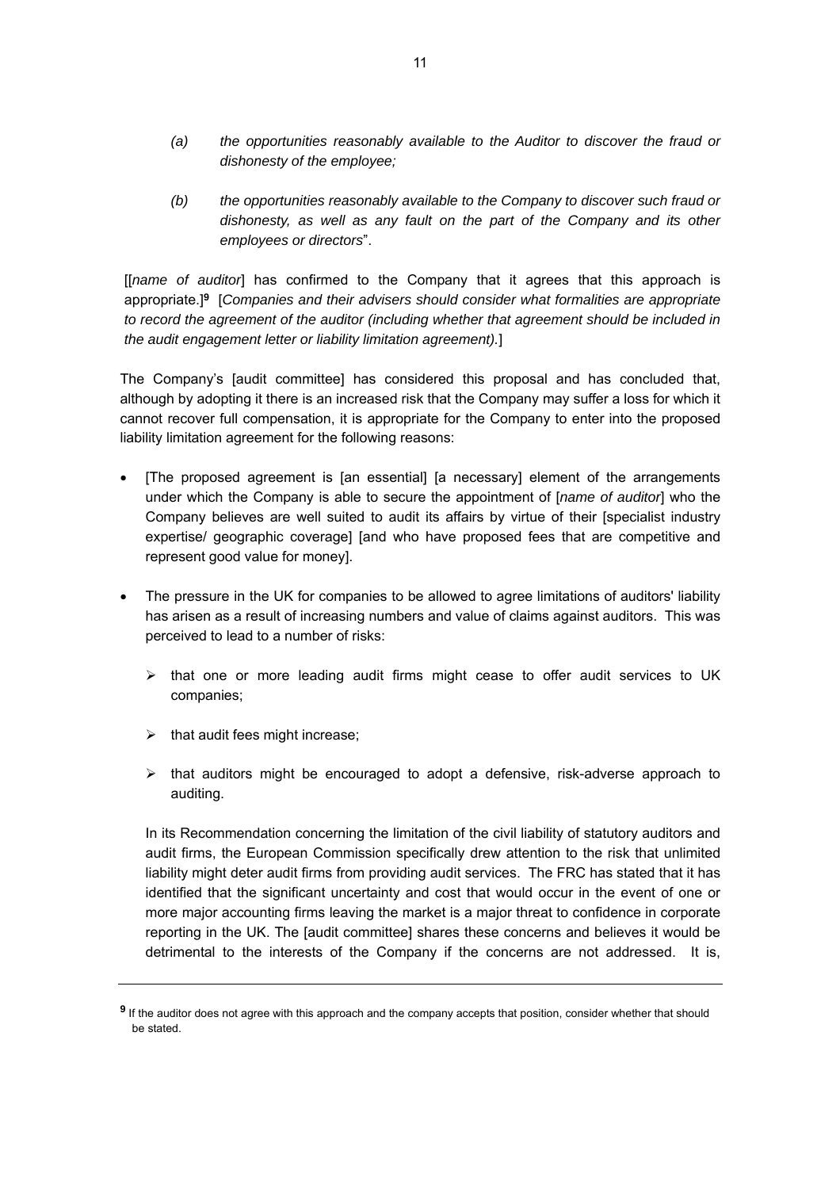*(a) the opportunities reasonably available to the Auditor to discover the fraud or dishonesty of the employee;*

*(b) the opportunities reasonably available to the Company to discover such fraud or dishonesty, as well as any fault on the part of the Company and its other employees or directors*".

[[*name of auditor*] has confirmed to the Company that it agrees that this approach is appropriate.][9] [*Companies and their advisers should consider what formalities are appropriate to record the agreement of the auditor (including whether that agreement should be included in the audit engagement letter or liability limitation agreement).*]

The Company's [audit committee] has considered this proposal and has concluded that, although by adopting it there is an increased risk that the Company may suffer a loss for which it cannot recover full compensation, it is appropriate for the Company to enter into the proposed liability limitation agreement for the following reasons:

- [The proposed agreement is [an essential] [a necessary] element of the arrangements under which the Company is able to secure the appointment of [*name of auditor*] who the Company believes are well suited to audit its affairs by virtue of their [specialist industry expertise/ geographic coverage] [and who have proposed fees that are competitive and represent good value for money].

- The pressure in the UK for companies to be allowed to agree limitations of auditors' liability has arisen as a result of increasing numbers and value of claims against auditors. This was perceived to lead to a number of risks:

  - that one or more leading audit firms might cease to offer audit services to UK companies;
  - that audit fees might increase;
  - that auditors might be encouraged to adopt a defensive, risk-adverse approach to auditing.

  In its Recommendation concerning the limitation of the civil liability of statutory auditors and audit firms, the European Commission specifically drew attention to the risk that unlimited liability might deter audit firms from providing audit services. The FRC has stated that it has identified that the significant uncertainty and cost that would occur in the event of one or more major accounting firms leaving the market is a major threat to confidence in corporate reporting in the UK. The [audit committee] shares these concerns and believes it would be detrimental to the interests of the Company if the concerns are not addressed. It is,

---

[9] If the auditor does not agree with this approach and the company accepts that position, consider whether that should be stated.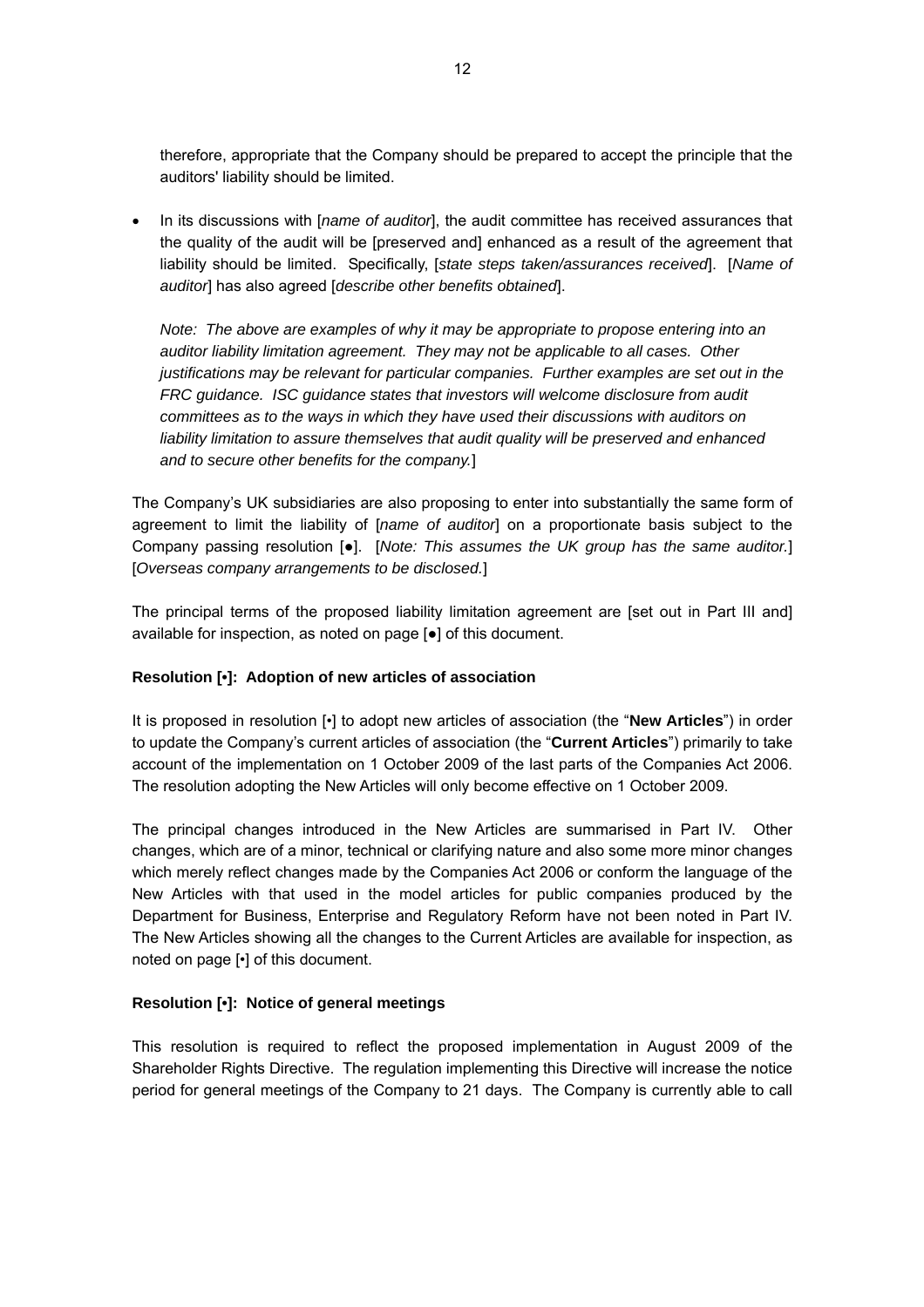therefore, appropriate that the Company should be prepared to accept the principle that the auditors' liability should be limited.

- In its discussions with [*name of auditor*], the audit committee has received assurances that the quality of the audit will be [preserved and] enhanced as a result of the agreement that liability should be limited. Specifically, [*state steps taken/assurances received*]. [*Name of auditor*] has also agreed [*describe other benefits obtained*].

  *Note: The above are examples of why it may be appropriate to propose entering into an auditor liability limitation agreement. They may not be applicable to all cases. Other justifications may be relevant for particular companies. Further examples are set out in the FRC guidance. ISC guidance states that investors will welcome disclosure from audit committees as to the ways in which they have used their discussions with auditors on liability limitation to assure themselves that audit quality will be preserved and enhanced and to secure other benefits for the company.*]

The Company's UK subsidiaries are also proposing to enter into substantially the same form of agreement to limit the liability of [*name of auditor*] on a proportionate basis subject to the Company passing resolution [●]. [*Note: This assumes the UK group has the same auditor.*] [*Overseas company arrangements to be disclosed.*]

The principal terms of the proposed liability limitation agreement are [set out in Part III and] available for inspection, as noted on page [●] of this document.

**Resolution [•]: Adoption of new articles of association**

It is proposed in resolution [•] to adopt new articles of association (the "**New Articles**") in order to update the Company's current articles of association (the "**Current Articles**") primarily to take account of the implementation on 1 October 2009 of the last parts of the Companies Act 2006. The resolution adopting the New Articles will only become effective on 1 October 2009.

The principal changes introduced in the New Articles are summarised in Part IV. Other changes, which are of a minor, technical or clarifying nature and also some more minor changes which merely reflect changes made by the Companies Act 2006 or conform the language of the New Articles with that used in the model articles for public companies produced by the Department for Business, Enterprise and Regulatory Reform have not been noted in Part IV. The New Articles showing all the changes to the Current Articles are available for inspection, as noted on page [•] of this document.

**Resolution [•]: Notice of general meetings**

This resolution is required to reflect the proposed implementation in August 2009 of the Shareholder Rights Directive. The regulation implementing this Directive will increase the notice period for general meetings of the Company to 21 days. The Company is currently able to call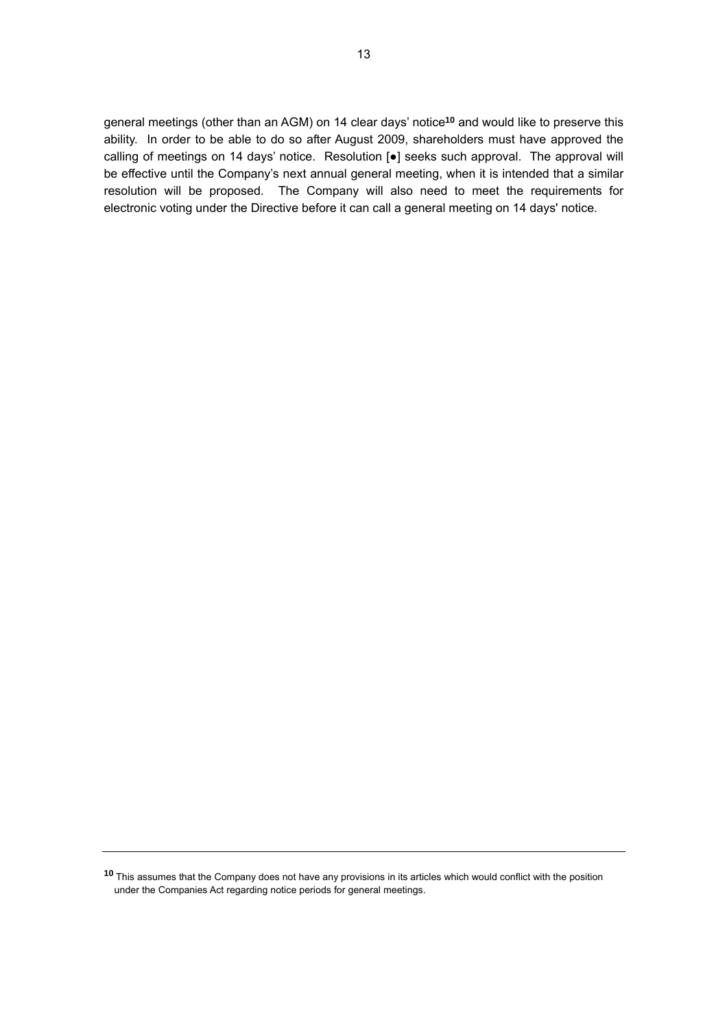general meetings (other than an AGM) on 14 clear days' notice[10] and would like to preserve this ability. In order to be able to do so after August 2009, shareholders must have approved the calling of meetings on 14 days' notice. Resolution [●] seeks such approval. The approval will be effective until the Company's next annual general meeting, when it is intended that a similar resolution will be proposed. The Company will also need to meet the requirements for electronic voting under the Directive before it can call a general meeting on 14 days' notice.

---

[10] This assumes that the Company does not have any provisions in its articles which would conflict with the position under the Companies Act regarding notice periods for general meetings.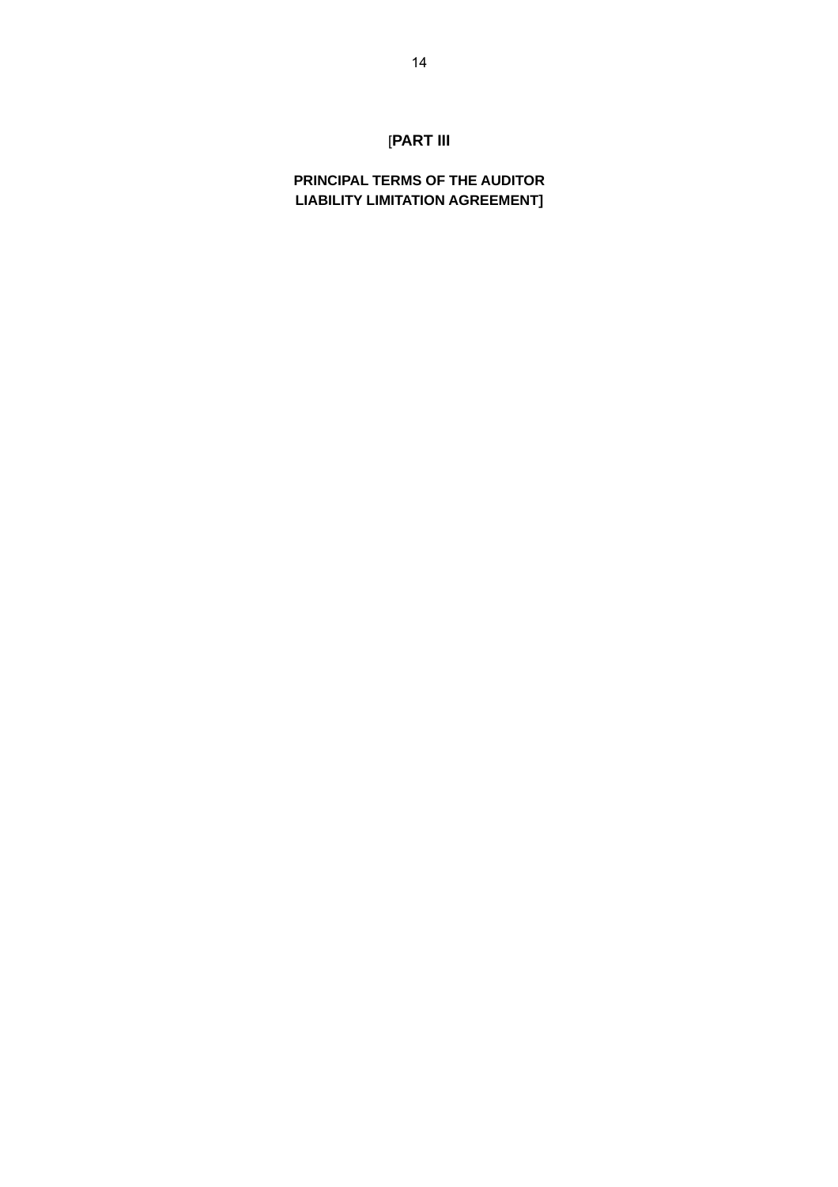# [PART III

## PRINCIPAL TERMS OF THE AUDITOR LIABILITY LIMITATION AGREEMENT]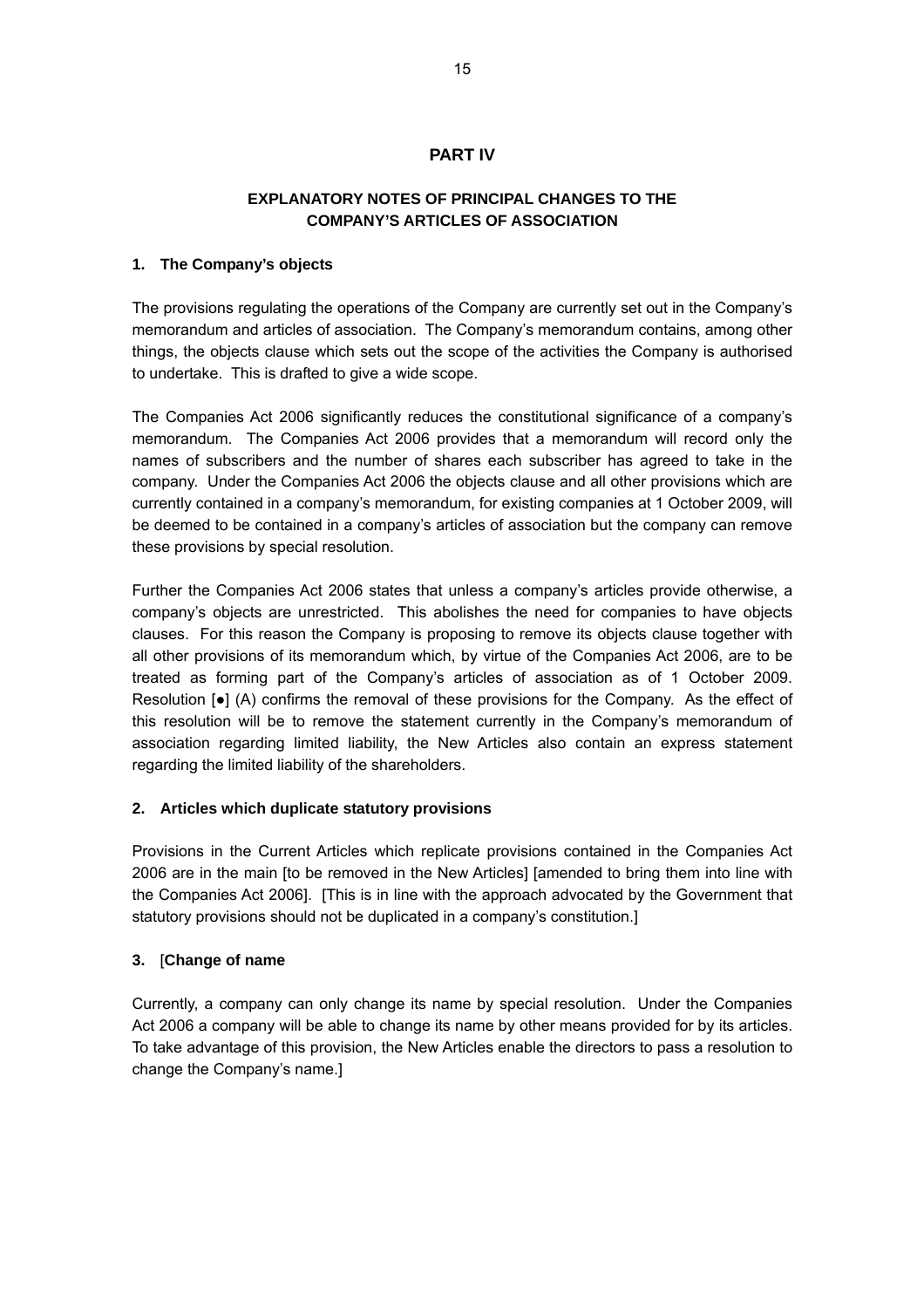# PART IV

## EXPLANATORY NOTES OF PRINCIPAL CHANGES TO THE COMPANY'S ARTICLES OF ASSOCIATION

### 1. The Company's objects

The provisions regulating the operations of the Company are currently set out in the Company's memorandum and articles of association. The Company's memorandum contains, among other things, the objects clause which sets out the scope of the activities the Company is authorised to undertake. This is drafted to give a wide scope.

The Companies Act 2006 significantly reduces the constitutional significance of a company's memorandum. The Companies Act 2006 provides that a memorandum will record only the names of subscribers and the number of shares each subscriber has agreed to take in the company. Under the Companies Act 2006 the objects clause and all other provisions which are currently contained in a company's memorandum, for existing companies at 1 October 2009, will be deemed to be contained in a company's articles of association but the company can remove these provisions by special resolution.

Further the Companies Act 2006 states that unless a company's articles provide otherwise, a company's objects are unrestricted. This abolishes the need for companies to have objects clauses. For this reason the Company is proposing to remove its objects clause together with all other provisions of its memorandum which, by virtue of the Companies Act 2006, are to be treated as forming part of the Company's articles of association as of 1 October 2009. Resolution [●] (A) confirms the removal of these provisions for the Company. As the effect of this resolution will be to remove the statement currently in the Company's memorandum of association regarding limited liability, the New Articles also contain an express statement regarding the limited liability of the shareholders.

### 2. Articles which duplicate statutory provisions

Provisions in the Current Articles which replicate provisions contained in the Companies Act 2006 are in the main [to be removed in the New Articles] [amended to bring them into line with the Companies Act 2006]. [This is in line with the approach advocated by the Government that statutory provisions should not be duplicated in a company's constitution.]

### 3. [Change of name

Currently, a company can only change its name by special resolution. Under the Companies Act 2006 a company will be able to change its name by other means provided for by its articles. To take advantage of this provision, the New Articles enable the directors to pass a resolution to change the Company's name.]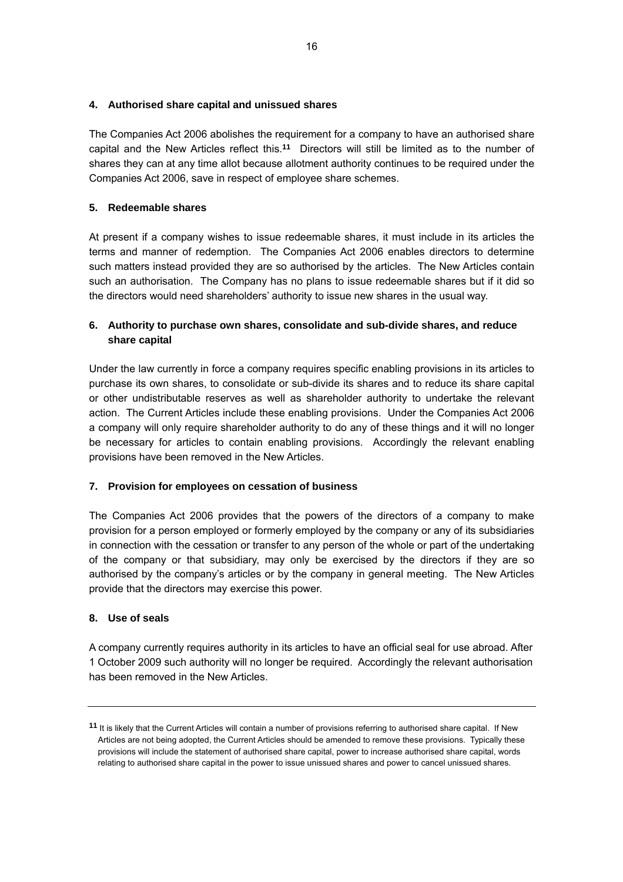**4. Authorised share capital and unissued shares**

The Companies Act 2006 abolishes the requirement for a company to have an authorised share capital and the New Articles reflect this.[11] Directors will still be limited as to the number of shares they can at any time allot because allotment authority continues to be required under the Companies Act 2006, save in respect of employee share schemes.

**5. Redeemable shares**

At present if a company wishes to issue redeemable shares, it must include in its articles the terms and manner of redemption. The Companies Act 2006 enables directors to determine such matters instead provided they are so authorised by the articles. The New Articles contain such an authorisation. The Company has no plans to issue redeemable shares but if it did so the directors would need shareholders' authority to issue new shares in the usual way.

**6. Authority to purchase own shares, consolidate and sub-divide shares, and reduce share capital**

Under the law currently in force a company requires specific enabling provisions in its articles to purchase its own shares, to consolidate or sub-divide its shares and to reduce its share capital or other undistributable reserves as well as shareholder authority to undertake the relevant action. The Current Articles include these enabling provisions. Under the Companies Act 2006 a company will only require shareholder authority to do any of these things and it will no longer be necessary for articles to contain enabling provisions. Accordingly the relevant enabling provisions have been removed in the New Articles.

**7. Provision for employees on cessation of business**

The Companies Act 2006 provides that the powers of the directors of a company to make provision for a person employed or formerly employed by the company or any of its subsidiaries in connection with the cessation or transfer to any person of the whole or part of the undertaking of the company or that subsidiary, may only be exercised by the directors if they are so authorised by the company's articles or by the company in general meeting. The New Articles provide that the directors may exercise this power.

**8. Use of seals**

A company currently requires authority in its articles to have an official seal for use abroad. After 1 October 2009 such authority will no longer be required. Accordingly the relevant authorisation has been removed in the New Articles.

---

[11] It is likely that the Current Articles will contain a number of provisions referring to authorised share capital. If New Articles are not being adopted, the Current Articles should be amended to remove these provisions. Typically these provisions will include the statement of authorised share capital, power to increase authorised share capital, words relating to authorised share capital in the power to issue unissued shares and power to cancel unissued shares.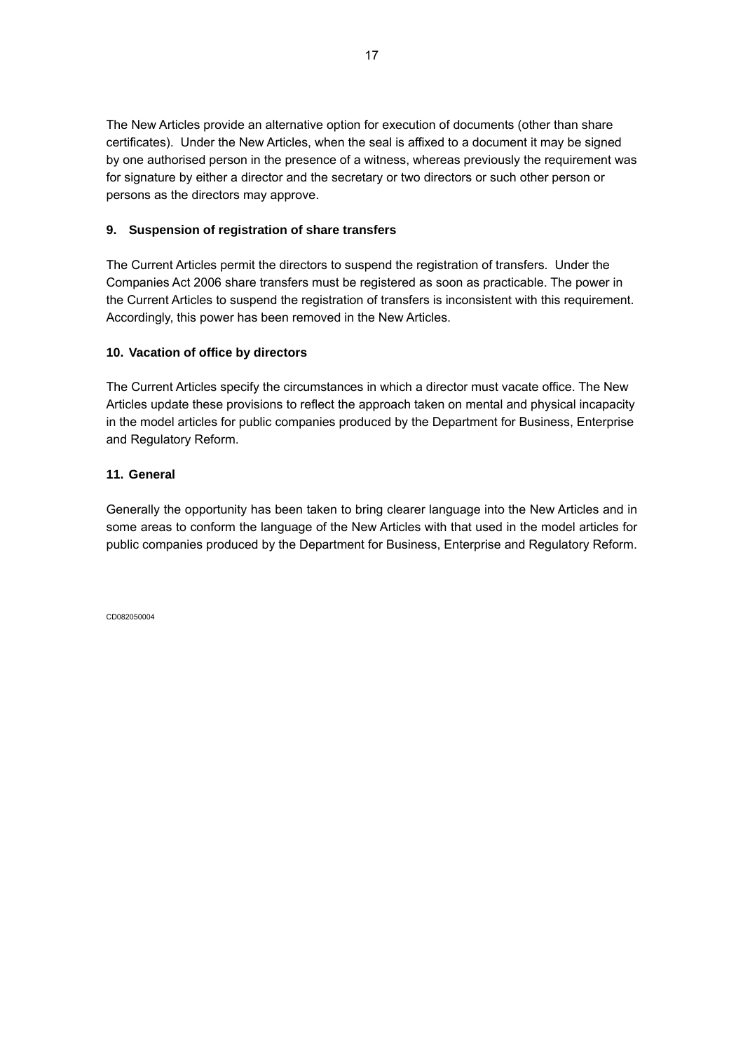The New Articles provide an alternative option for execution of documents (other than share certificates). Under the New Articles, when the seal is affixed to a document it may be signed by one authorised person in the presence of a witness, whereas previously the requirement was for signature by either a director and the secretary or two directors or such other person or persons as the directors may approve.

## 9. Suspension of registration of share transfers

The Current Articles permit the directors to suspend the registration of transfers. Under the Companies Act 2006 share transfers must be registered as soon as practicable. The power in the Current Articles to suspend the registration of transfers is inconsistent with this requirement. Accordingly, this power has been removed in the New Articles.

## 10. Vacation of office by directors

The Current Articles specify the circumstances in which a director must vacate office. The New Articles update these provisions to reflect the approach taken on mental and physical incapacity in the model articles for public companies produced by the Department for Business, Enterprise and Regulatory Reform.

## 11. General

Generally the opportunity has been taken to bring clearer language into the New Articles and in some areas to conform the language of the New Articles with that used in the model articles for public companies produced by the Department for Business, Enterprise and Regulatory Reform.

CD082050004